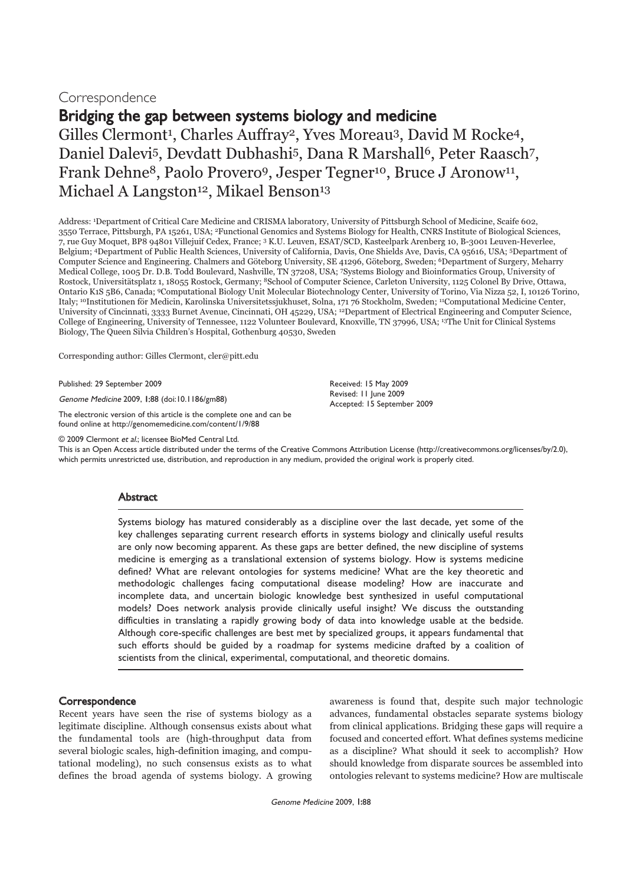Correspondence

# Bridging the gap between systems biology and medicine

Gilles Clermont[1], Charles Auffray[2], Yves Moreau[3], David M Rocke[4], Daniel Dalevi[5], Devdatt Dubhashi[5], Dana R Marshall[6], Peter Raasch[7], Frank Dehne[8], Paolo Provero[9], Jesper Tegner[10], Bruce J Aronow[11], Michael A Langston[12], Mikael Benson[13]

Address: [1]Department of Critical Care Medicine and CRISMA laboratory, University of Pittsburgh School of Medicine, Scaife 602, 3550 Terrace, Pittsburgh, PA 15261, USA; [2]Functional Genomics and Systems Biology for Health, CNRS Institute of Biological Sciences, 7, rue Guy Moquet, BP8 94801 Villejuif Cedex, France; [3] K.U. Leuven, ESAT/SCD, Kasteelpark Arenberg 10, B-3001 Leuven-Heverlee, Belgium; [4]Department of Public Health Sciences, University of California, Davis, One Shields Ave, Davis, CA 95616, USA; [5]Department of Computer Science and Engineering. Chalmers and Göteborg University, SE 41296, Göteborg, Sweden; [6]Department of Surgery, Meharry Medical College, 1005 Dr. D.B. Todd Boulevard, Nashville, TN 37208, USA; [7]Systems Biology and Bioinformatics Group, University of Rostock, Universitätsplatz 1, 18055 Rostock, Germany; [8]School of Computer Science, Carleton University, 1125 Colonel By Drive, Ottawa, Ontario K1S 5B6, Canada; [9]Computational Biology Unit Molecular Biotechnology Center, University of Torino, Via Nizza 52, I, 10126 Torino, Italy; [10]Institutionen för Medicin, Karolinska Universitetssjukhuset, Solna, 171 76 Stockholm, Sweden; [11]Computational Medicine Center, University of Cincinnati, 3333 Burnet Avenue, Cincinnati, OH 45229, USA; [12]Department of Electrical Engineering and Computer Science, College of Engineering, University of Tennessee, 1122 Volunteer Boulevard, Knoxville, TN 37996, USA; [13]The Unit for Clinical Systems Biology, The Queen Silvia Children's Hospital, Gothenburg 40530, Sweden

Corresponding author: Gilles Clermont, cler@pitt.edu

Published: 29 September 2009

*Genome Medicine* 2009, **1**:88 (doi:10.1186/gm88)

The electronic version of this article is the complete one and can be found online at http://genomemedicine.com/content/1/9/88

Received: 15 May 2009
Revised: 11 June 2009
Accepted: 15 September 2009

© 2009 Clermont *et al*.; licensee BioMed Central Ltd.
This is an Open Access article distributed under the terms of the Creative Commons Attribution License (http://creativecommons.org/licenses/by/2.0), which permits unrestricted use, distribution, and reproduction in any medium, provided the original work is properly cited.

## Abstract

Systems biology has matured considerably as a discipline over the last decade, yet some of the key challenges separating current research efforts in systems biology and clinically useful results are only now becoming apparent. As these gaps are better defined, the new discipline of systems medicine is emerging as a translational extension of systems biology. How is systems medicine defined? What are relevant ontologies for systems medicine? What are the key theoretic and methodologic challenges facing computational disease modeling? How are inaccurate and incomplete data, and uncertain biologic knowledge best synthesized in useful computational models? Does network analysis provide clinically useful insight? We discuss the outstanding difficulties in translating a rapidly growing body of data into knowledge usable at the bedside. Although core-specific challenges are best met by specialized groups, it appears fundamental that such efforts should be guided by a roadmap for systems medicine drafted by a coalition of scientists from the clinical, experimental, computational, and theoretic domains.

## Correspondence

Recent years have seen the rise of systems biology as a legitimate discipline. Although consensus exists about what the fundamental tools are (high-throughput data from several biologic scales, high-definition imaging, and computational modeling), no such consensus exists as to what defines the broad agenda of systems biology. A growing awareness is found that, despite such major technologic advances, fundamental obstacles separate systems biology from clinical applications. Bridging these gaps will require a focused and concerted effort. What defines systems medicine as a discipline? What should it seek to accomplish? How should knowledge from disparate sources be assembled into ontologies relevant to systems medicine? How are multiscale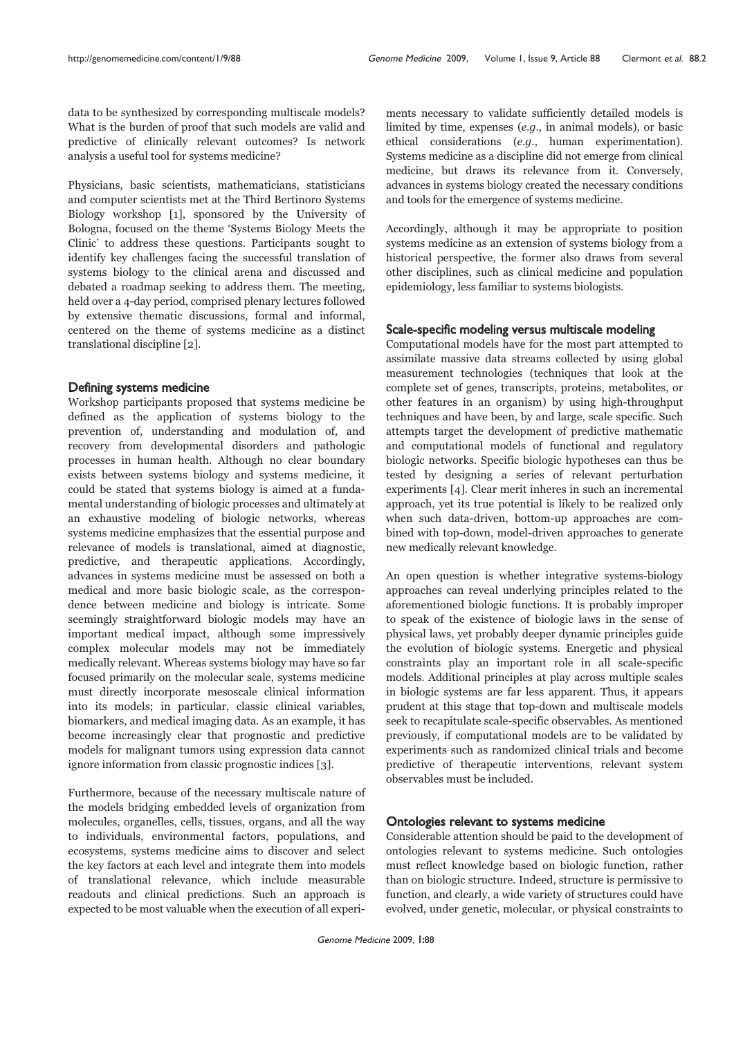data to be synthesized by corresponding multiscale models? What is the burden of proof that such models are valid and predictive of clinically relevant outcomes? Is network analysis a useful tool for systems medicine?

Physicians, basic scientists, mathematicians, statisticians and computer scientists met at the Third Bertinoro Systems Biology workshop [1], sponsored by the University of Bologna, focused on the theme 'Systems Biology Meets the Clinic' to address these questions. Participants sought to identify key challenges facing the successful translation of systems biology to the clinical arena and discussed and debated a roadmap seeking to address them. The meeting, held over a 4-day period, comprised plenary lectures followed by extensive thematic discussions, formal and informal, centered on the theme of systems medicine as a distinct translational discipline [2].

## Defining systems medicine

Workshop participants proposed that systems medicine be defined as the application of systems biology to the prevention of, understanding and modulation of, and recovery from developmental disorders and pathologic processes in human health. Although no clear boundary exists between systems biology and systems medicine, it could be stated that systems biology is aimed at a fundamental understanding of biologic processes and ultimately at an exhaustive modeling of biologic networks, whereas systems medicine emphasizes that the essential purpose and relevance of models is translational, aimed at diagnostic, predictive, and therapeutic applications. Accordingly, advances in systems medicine must be assessed on both a medical and more basic biologic scale, as the correspondence between medicine and biology is intricate. Some seemingly straightforward biologic models may have an important medical impact, although some impressively complex molecular models may not be immediately medically relevant. Whereas systems biology may have so far focused primarily on the molecular scale, systems medicine must directly incorporate mesoscale clinical information into its models; in particular, classic clinical variables, biomarkers, and medical imaging data. As an example, it has become increasingly clear that prognostic and predictive models for malignant tumors using expression data cannot ignore information from classic prognostic indices [3].

Furthermore, because of the necessary multiscale nature of the models bridging embedded levels of organization from molecules, organelles, cells, tissues, organs, and all the way to individuals, environmental factors, populations, and ecosystems, systems medicine aims to discover and select the key factors at each level and integrate them into models of translational relevance, which include measurable readouts and clinical predictions. Such an approach is expected to be most valuable when the execution of all experiments necessary to validate sufficiently detailed models is limited by time, expenses (*e.g.*, in animal models), or basic ethical considerations (*e.g.*, human experimentation). Systems medicine as a discipline did not emerge from clinical medicine, but draws its relevance from it. Conversely, advances in systems biology created the necessary conditions and tools for the emergence of systems medicine.

Accordingly, although it may be appropriate to position systems medicine as an extension of systems biology from a historical perspective, the former also draws from several other disciplines, such as clinical medicine and population epidemiology, less familiar to systems biologists.

## Scale-specific modeling versus multiscale modeling

Computational models have for the most part attempted to assimilate massive data streams collected by using global measurement technologies (techniques that look at the complete set of genes, transcripts, proteins, metabolites, or other features in an organism) by using high-throughput techniques and have been, by and large, scale specific. Such attempts target the development of predictive mathematic and computational models of functional and regulatory biologic networks. Specific biologic hypotheses can thus be tested by designing a series of relevant perturbation experiments [4]. Clear merit inheres in such an incremental approach, yet its true potential is likely to be realized only when such data-driven, bottom-up approaches are combined with top-down, model-driven approaches to generate new medically relevant knowledge.

An open question is whether integrative systems-biology approaches can reveal underlying principles related to the aforementioned biologic functions. It is probably improper to speak of the existence of biologic laws in the sense of physical laws, yet probably deeper dynamic principles guide the evolution of biologic systems. Energetic and physical constraints play an important role in all scale-specific models. Additional principles at play across multiple scales in biologic systems are far less apparent. Thus, it appears prudent at this stage that top-down and multiscale models seek to recapitulate scale-specific observables. As mentioned previously, if computational models are to be validated by experiments such as randomized clinical trials and become predictive of therapeutic interventions, relevant system observables must be included.

## Ontologies relevant to systems medicine

Considerable attention should be paid to the development of ontologies relevant to systems medicine. Such ontologies must reflect knowledge based on biologic function, rather than on biologic structure. Indeed, structure is permissive to function, and clearly, a wide variety of structures could have evolved, under genetic, molecular, or physical constraints to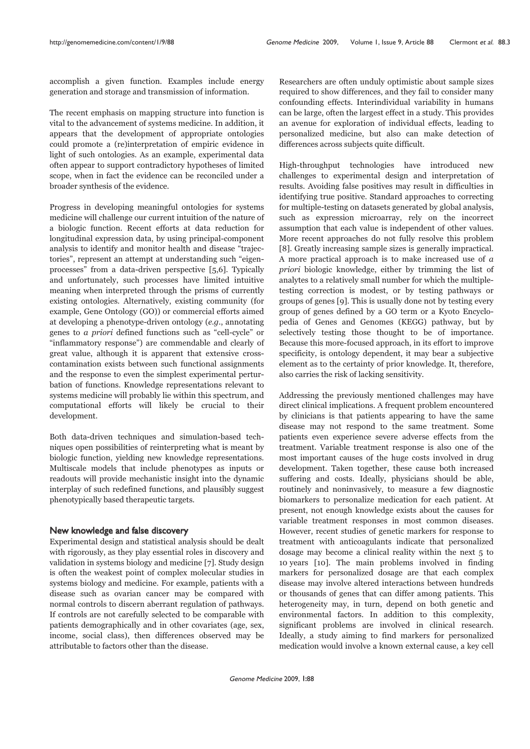accomplish a given function. Examples include energy generation and storage and transmission of information.

The recent emphasis on mapping structure into function is vital to the advancement of systems medicine. In addition, it appears that the development of appropriate ontologies could promote a (re)interpretation of empiric evidence in light of such ontologies. As an example, experimental data often appear to support contradictory hypotheses of limited scope, when in fact the evidence can be reconciled under a broader synthesis of the evidence.

Progress in developing meaningful ontologies for systems medicine will challenge our current intuition of the nature of a biologic function. Recent efforts at data reduction for longitudinal expression data, by using principal-component analysis to identify and monitor health and disease "trajectories", represent an attempt at understanding such "eigenprocesses" from a data-driven perspective [5,6]. Typically and unfortunately, such processes have limited intuitive meaning when interpreted through the prisms of currently existing ontologies. Alternatively, existing community (for example, Gene Ontology (GO)) or commercial efforts aimed at developing a phenotype-driven ontology (*e.g.*, annotating genes to *a priori* defined functions such as "cell-cycle" or "inflammatory response") are commendable and clearly of great value, although it is apparent that extensive cross-contamination exists between such functional assignments and the response to even the simplest experimental perturbation of functions. Knowledge representations relevant to systems medicine will probably lie within this spectrum, and computational efforts will likely be crucial to their development.

Both data-driven techniques and simulation-based techniques open possibilities of reinterpreting what is meant by biologic function, yielding new knowledge representations. Multiscale models that include phenotypes as inputs or readouts will provide mechanistic insight into the dynamic interplay of such redefined functions, and plausibly suggest phenotypically based therapeutic targets.

## New knowledge and false discovery

Experimental design and statistical analysis should be dealt with rigorously, as they play essential roles in discovery and validation in systems biology and medicine [7]. Study design is often the weakest point of complex molecular studies in systems biology and medicine. For example, patients with a disease such as ovarian cancer may be compared with normal controls to discern aberrant regulation of pathways. If controls are not carefully selected to be comparable with patients demographically and in other covariates (age, sex, income, social class), then differences observed may be attributable to factors other than the disease.

Researchers are often unduly optimistic about sample sizes required to show differences, and they fail to consider many confounding effects. Interindividual variability in humans can be large, often the largest effect in a study. This provides an avenue for exploration of individual effects, leading to personalized medicine, but also can make detection of differences across subjects quite difficult.

High-throughput technologies have introduced new challenges to experimental design and interpretation of results. Avoiding false positives may result in difficulties in identifying true positive. Standard approaches to correcting for multiple-testing on datasets generated by global analysis, such as expression microarray, rely on the incorrect assumption that each value is independent of other values. More recent approaches do not fully resolve this problem [8]. Greatly increasing sample sizes is generally impractical. A more practical approach is to make increased use of *a priori* biologic knowledge, either by trimming the list of analytes to a relatively small number for which the multiple-testing correction is modest, or by testing pathways or groups of genes [9]. This is usually done not by testing every group of genes defined by a GO term or a Kyoto Encyclopedia of Genes and Genomes (KEGG) pathway, but by selectively testing those thought to be of importance. Because this more-focused approach, in its effort to improve specificity, is ontology dependent, it may bear a subjective element as to the certainty of prior knowledge. It, therefore, also carries the risk of lacking sensitivity.

Addressing the previously mentioned challenges may have direct clinical implications. A frequent problem encountered by clinicians is that patients appearing to have the same disease may not respond to the same treatment. Some patients even experience severe adverse effects from the treatment. Variable treatment response is also one of the most important causes of the huge costs involved in drug development. Taken together, these cause both increased suffering and costs. Ideally, physicians should be able, routinely and noninvasively, to measure a few diagnostic biomarkers to personalize medication for each patient. At present, not enough knowledge exists about the causes for variable treatment responses in most common diseases. However, recent studies of genetic markers for response to treatment with anticoagulants indicate that personalized dosage may become a clinical reality within the next 5 to 10 years [10]. The main problems involved in finding markers for personalized dosage are that each complex disease may involve altered interactions between hundreds or thousands of genes that can differ among patients. This heterogeneity may, in turn, depend on both genetic and environmental factors. In addition to this complexity, significant problems are involved in clinical research. Ideally, a study aiming to find markers for personalized medication would involve a known external cause, a key cell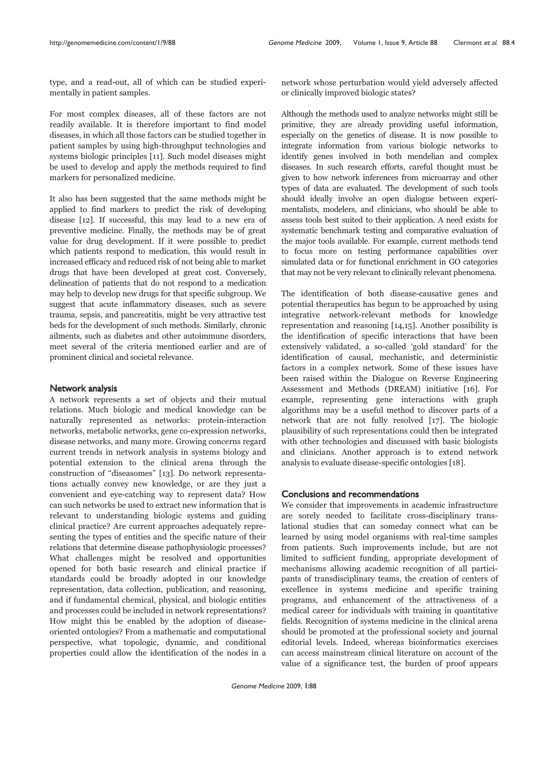type, and a read-out, all of which can be studied experimentally in patient samples.

For most complex diseases, all of these factors are not readily available. It is therefore important to find model diseases, in which all those factors can be studied together in patient samples by using high-throughput technologies and systems biologic principles [11]. Such model diseases might be used to develop and apply the methods required to find markers for personalized medicine.

It also has been suggested that the same methods might be applied to find markers to predict the risk of developing disease [12]. If successful, this may lead to a new era of preventive medicine. Finally, the methods may be of great value for drug development. If it were possible to predict which patients respond to medication, this would result in increased efficacy and reduced risk of not being able to market drugs that have been developed at great cost. Conversely, delineation of patients that do not respond to a medication may help to develop new drugs for that specific subgroup. We suggest that acute inflammatory diseases, such as severe trauma, sepsis, and pancreatitis, might be very attractive test beds for the development of such methods. Similarly, chronic ailments, such as diabetes and other autoimmune disorders, meet several of the criteria mentioned earlier and are of prominent clinical and societal relevance.

## Network analysis

A network represents a set of objects and their mutual relations. Much biologic and medical knowledge can be naturally represented as networks: protein-interaction networks, metabolic networks, gene co-expression networks, disease networks, and many more. Growing concerns regard current trends in network analysis in systems biology and potential extension to the clinical arena through the construction of "diseasomes" [13]. Do network representations actually convey new knowledge, or are they just a convenient and eye-catching way to represent data? How can such networks be used to extract new information that is relevant to understanding biologic systems and guiding clinical practice? Are current approaches adequately representing the types of entities and the specific nature of their relations that determine disease pathophysiologic processes? What challenges might be resolved and opportunities opened for both basic research and clinical practice if standards could be broadly adopted in our knowledge representation, data collection, publication, and reasoning, and if fundamental chemical, physical, and biologic entities and processes could be included in network representations? How might this be enabled by the adoption of disease-oriented ontologies? From a mathematic and computational perspective, what topologic, dynamic, and conditional properties could allow the identification of the nodes in a network whose perturbation would yield adversely affected or clinically improved biologic states?

Although the methods used to analyze networks might still be primitive, they are already providing useful information, especially on the genetics of disease. It is now possible to integrate information from various biologic networks to identify genes involved in both mendelian and complex diseases. In such research efforts, careful thought must be given to how network inferences from microarray and other types of data are evaluated. The development of such tools should ideally involve an open dialogue between experimentalists, modelers, and clinicians, who should be able to assess tools best suited to their application. A need exists for systematic benchmark testing and comparative evaluation of the major tools available. For example, current methods tend to focus more on testing performance capabilities over simulated data or for functional enrichment in GO categories that may not be very relevant to clinically relevant phenomena.

The identification of both disease-causative genes and potential therapeutics has begun to be approached by using integrative network-relevant methods for knowledge representation and reasoning [14,15]. Another possibility is the identification of specific interactions that have been extensively validated, a so-called 'gold standard' for the identification of causal, mechanistic, and deterministic factors in a complex network. Some of these issues have been raised within the Dialogue on Reverse Engineering Assessment and Methods (DREAM) initiative [16]. For example, representing gene interactions with graph algorithms may be a useful method to discover parts of a network that are not fully resolved [17]. The biologic plausibility of such representations could then be integrated with other technologies and discussed with basic biologists and clinicians. Another approach is to extend network analysis to evaluate disease-specific ontologies [18].

## Conclusions and recommendations

We consider that improvements in academic infrastructure are sorely needed to facilitate cross-disciplinary translational studies that can someday connect what can be learned by using model organisms with real-time samples from patients. Such improvements include, but are not limited to sufficient funding, appropriate development of mechanisms allowing academic recognition of all participants of transdisciplinary teams, the creation of centers of excellence in systems medicine and specific training programs, and enhancement of the attractiveness of a medical career for individuals with training in quantitative fields. Recognition of systems medicine in the clinical arena should be promoted at the professional society and journal editorial levels. Indeed, whereas bioinformatics exercises can access mainstream clinical literature on account of the value of a significance test, the burden of proof appears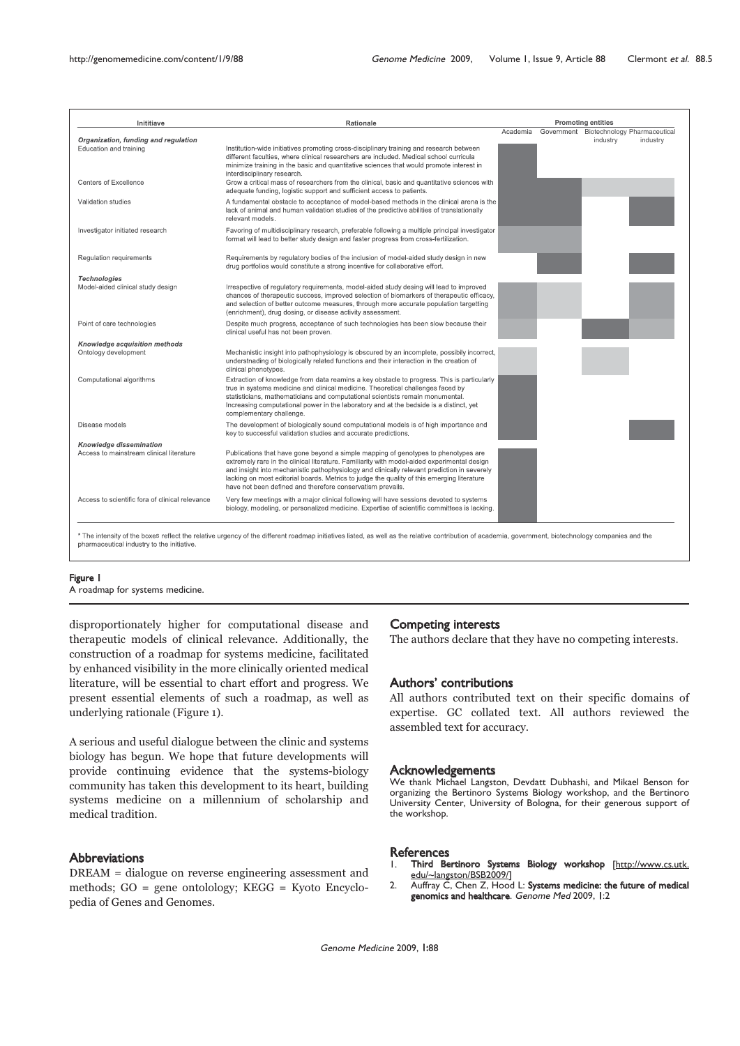| Inititiave | Rationale | Promoting entities | | | |
|---|---|---|---|---|---|
| | | Academia | Government | Biotechnology industry | Pharmaceutical industry |
| ***Organization, funding and regulation*** | | | | | |
| Education and training | Institution-wide initiatives promoting cross-disciplinary training and research between different faculties, where clinical researchers are included. Medical school curricula minimize training in the basic and quantitative sciences that would promote interest in interdisciplinary research. | Dark | | | |
| Centers of Excellence | Grow a critical mass of researchers from the clinical, basic and quantitative sciences with adequate funding, logistic support and sufficient access to patients. | Dark | Dark | Light | Light |
| Validation studies | A fundamental obstacle to acceptance of model-based methods in the clinical arena is the lack of animal and human validation studies of the predictive abilities of translationally relevant models. | Dark | Dark | | Dark |
| Investigator initiated research | Favoring of multidisciplinary research, preferable following a multiple principal investigator format will lead to better study design and faster progress from cross-fertilization. | Medium | Medium | | |
| Regulation requirements | Requirements by regulatory bodies of the inclusion of model-aided study design in new drug portfolios would constitute a strong incentive for collaborative effort. | | Dark | | Dark |
| ***Technologies*** | | | | | |
| Model-aided clinical study design | Irrespective of regulatory requirements, model-aided study desing will lead to improved chances of therapeutic success, improved selection of biomarkers of therapeutic efficacy, and selection of better outcome measures, through more accurate population targetting (enrichment), drug dosing, or disease activity assessment. | Medium | Light | | Medium |
| Point of care technologies | Despite much progress, acceptance of such technologies has been slow because their clinical useful has not been proven. | Medium | | Dark | Medium |
| ***Knowledge acquisition methods*** | | | | | |
| Ontology development | Mechanistic insight into pathophysiology is obscured by an incomplete, possibly incorrect, understnading of biologically related functions and their interaction in the creation of clinical phenotypes. | Light | | Light | |
| Computational algorithms | Extraction of knowledge from data reamins a key obstacle to progress. This is particularly true in systems medicine and clinical medicine. Theoretical challenges faced by statisticians, mathematicians and computational scientists remain monumental. Increasing computational power in the laboratory and at the bedside is a distinct, yet complementary challenge. | Dark | | | |
| Disease models | The development of biologically sound computational models is of high importance and key to successful validation studies and accurate predictions. | Dark | | | Dark |
| ***Knowledge dissemination*** | | | | | |
| Access to mainstream clinical literature | Publications that have gone beyond a simple mapping of genotypes to phenotypes are extremely rare in the clinical literature. Familiarity with model-aided experimental design and insight into mechanistic pathophysiology and clinically relevant prediction in severely lacking on most editorial boards. Metrics to judge the quality of this emerging literature have not been defined and therefore conservatism prevails. | Dark | | | |
| Access to scientific fora of clinical relevance | Very few meetings with a major clinical following will have sessions devoted to systems biology, modeling, or personalized medicine. Expertise of scientific committees is lacking. | Dark | | | |

* The intensity of the boxes reflect the relative urgency of the different roadmap initiatives listed, as well as the relative contribution of academia, government, biotechnology companies and the pharmaceutical industry to the initiative.

**Figure 1**

A roadmap for systems medicine.

disproportionately higher for computational disease and therapeutic models of clinical relevance. Additionally, the construction of a roadmap for systems medicine, facilitated by enhanced visibility in the more clinically oriented medical literature, will be essential to chart effort and progress. We present essential elements of such a roadmap, as well as underlying rationale (Figure 1).

A serious and useful dialogue between the clinic and systems biology has begun. We hope that future developments will provide continuing evidence that the systems-biology community has taken this development to its heart, building systems medicine on a millennium of scholarship and medical tradition.

## Abbreviations

DREAM = dialogue on reverse engineering assessment and methods; GO = gene ontolology; KEGG = Kyoto Encyclopedia of Genes and Genomes.

## Competing interests

The authors declare that they have no competing interests.

## Authors' contributions

All authors contributed text on their specific domains of expertise. GC collated text. All authors reviewed the assembled text for accuracy.

## Acknowledgements

We thank Michael Langston, Devdatt Dubhashi, and Mikael Benson for organizing the Bertinoro Systems Biology workshop, and the Bertinoro University Center, University of Bologna, for their generous support of the workshop.

## References

1. **Third Bertinoro Systems Biology workshop** [http://www.cs.utk.edu/~langston/BSB2009/]
2. Auffray C, Chen Z, Hood L: **Systems medicine: the future of medical genomics and healthcare**. *Genome Med* 2009, **1**:2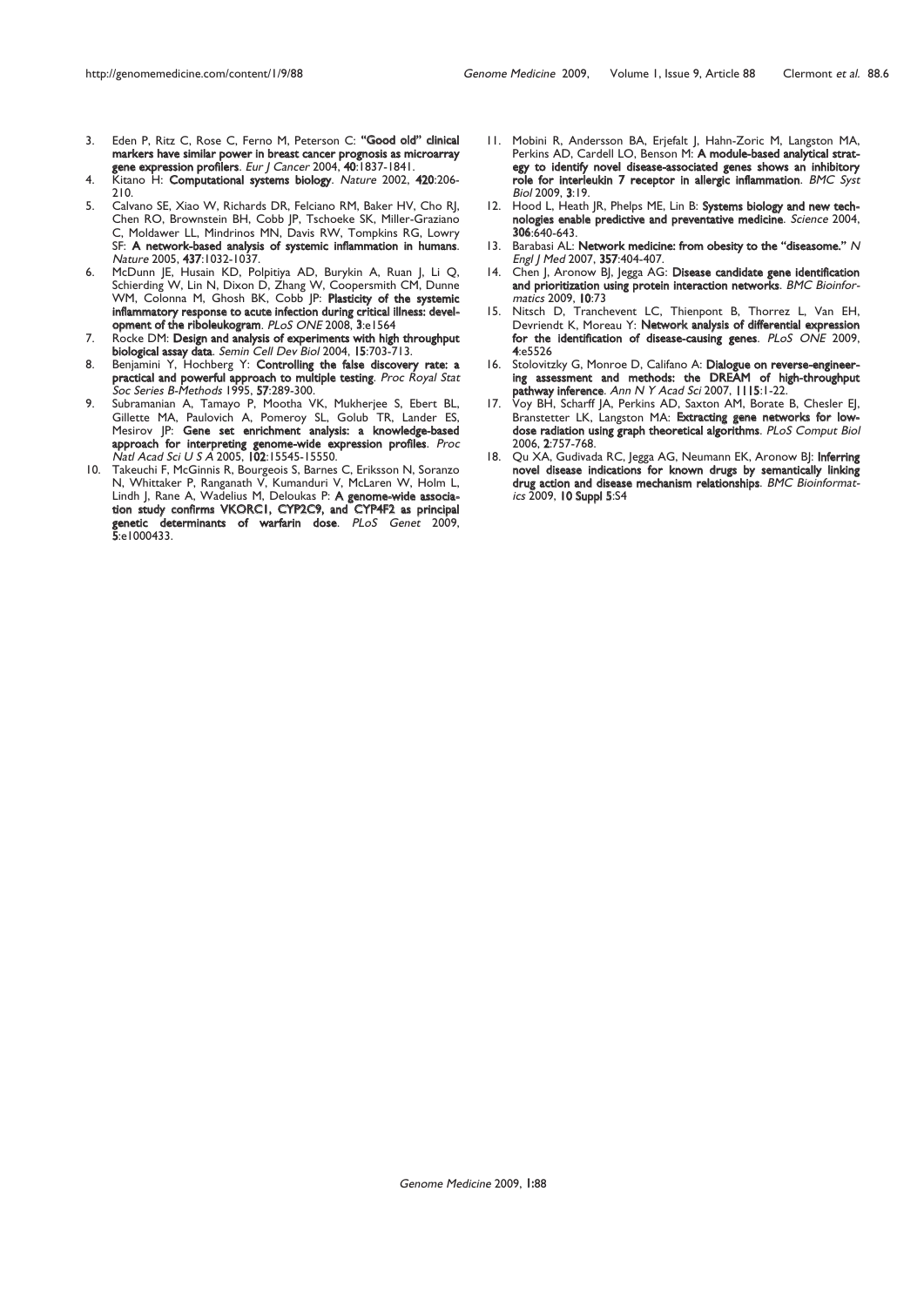3. Eden P, Ritz C, Rose C, Ferno M, Peterson C: **"Good old" clinical markers have similar power in breast cancer prognosis as microarray gene expression profilers**. *Eur J Cancer* 2004, **40**:1837-1841.
4. Kitano H: **Computational systems biology**. *Nature* 2002, **420**:206-210.
5. Calvano SE, Xiao W, Richards DR, Felciano RM, Baker HV, Cho RJ, Chen RO, Brownstein BH, Cobb JP, Tschoeke SK, Miller-Graziano C, Moldawer LL, Mindrinos MN, Davis RW, Tompkins RG, Lowry SF: **A network-based analysis of systemic inflammation in humans**. *Nature* 2005, **437**:1032-1037.
6. McDunn JE, Husain KD, Polpitiya AD, Burykin A, Ruan J, Li Q, Schierding W, Lin N, Dixon D, Zhang W, Coopersmith CM, Dunne WM, Colonna M, Ghosh BK, Cobb JP: **Plasticity of the systemic inflammatory response to acute infection during critical illness: development of the riboleukogram**. *PLoS ONE* 2008, **3**:e1564
7. Rocke DM: **Design and analysis of experiments with high throughput biological assay data**. *Semin Cell Dev Biol* 2004, **15**:703-713.
8. Benjamini Y, Hochberg Y: **Controlling the false discovery rate: a practical and powerful approach to multiple testing**. *Proc Royal Stat Soc Series B-Methods* 1995, **57**:289-300.
9. Subramanian A, Tamayo P, Mootha VK, Mukherjee S, Ebert BL, Gillette MA, Paulovich A, Pomeroy SL, Golub TR, Lander ES, Mesirov JP: **Gene set enrichment analysis: a knowledge-based approach for interpreting genome-wide expression profiles**. *Proc Natl Acad Sci U S A* 2005, **102**:15545-15550.
10. Takeuchi F, McGinnis R, Bourgeois S, Barnes C, Eriksson N, Soranzo N, Whittaker P, Ranganath V, Kumanduri V, McLaren W, Holm L, Lindh J, Rane A, Wadelius M, Deloukas P: **A genome-wide association study confirms VKORC1, CYP2C9, and CYP4F2 as principal genetic determinants of warfarin dose**. *PLoS Genet* 2009, **5**:e1000433.
11. Mobini R, Andersson BA, Erjefalt J, Hahn-Zoric M, Langston MA, Perkins AD, Cardell LO, Benson M: **A module-based analytical strategy to identify novel disease-associated genes shows an inhibitory role for interleukin 7 receptor in allergic inflammation**. *BMC Syst Biol* 2009, **3**:19.
12. Hood L, Heath JR, Phelps ME, Lin B: **Systems biology and new technologies enable predictive and preventative medicine**. *Science* 2004, **306**:640-643.
13. Barabasi AL: **Network medicine: from obesity to the "diseasome."** *N Engl J Med* 2007, **357**:404-407.
14. Chen J, Aronow BJ, Jegga AG: **Disease candidate gene identification and prioritization using protein interaction networks**. *BMC Bioinformatics* 2009, **10**:73
15. Nitsch D, Tranchevent LC, Thienpont B, Thorrez L, Van EH, Devriendt K, Moreau Y: **Network analysis of differential expression for the identification of disease-causing genes**. *PLoS ONE* 2009, **4**:e5526
16. Stolovitzky G, Monroe D, Califano A: **Dialogue on reverse-engineering assessment and methods: the DREAM of high-throughput pathway inference**. *Ann N Y Acad Sci* 2007, **1115**:1-22.
17. Voy BH, Scharff JA, Perkins AD, Saxton AM, Borate B, Chesler EJ, Branstetter LK, Langston MA: **Extracting gene networks for low-dose radiation using graph theoretical algorithms**. *PLoS Comput Biol* 2006, **2**:757-768.
18. Qu XA, Gudivada RC, Jegga AG, Neumann EK, Aronow BJ: **Inferring novel disease indications for known drugs by semantically linking drug action and disease mechanism relationships**. *BMC Bioinformatics* 2009, **10 Suppl 5**:S4